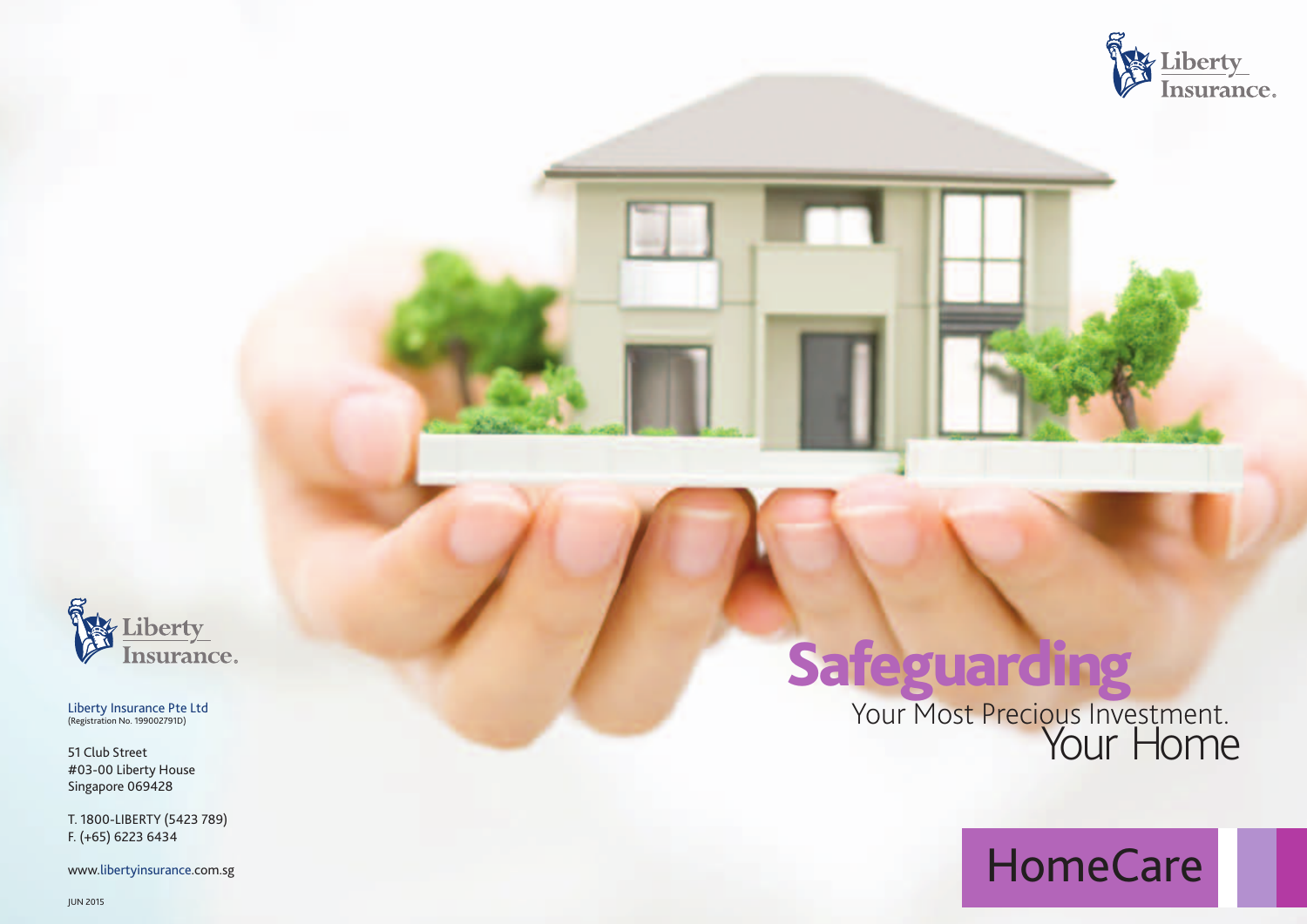Liberty Insurance.

# Safeguarding

Your Most Precious Investment.
Your Home

## HomeCare

Liberty Insurance.

Liberty Insurance Pte Ltd
(Registration No. 199002791D)

51 Club Street
#03-00 Liberty House
Singapore 069428

T. 1800-LIBERTY (5423 789)
F. (+65) 6223 6434

www.libertyinsurance.com.sg

JUN 2015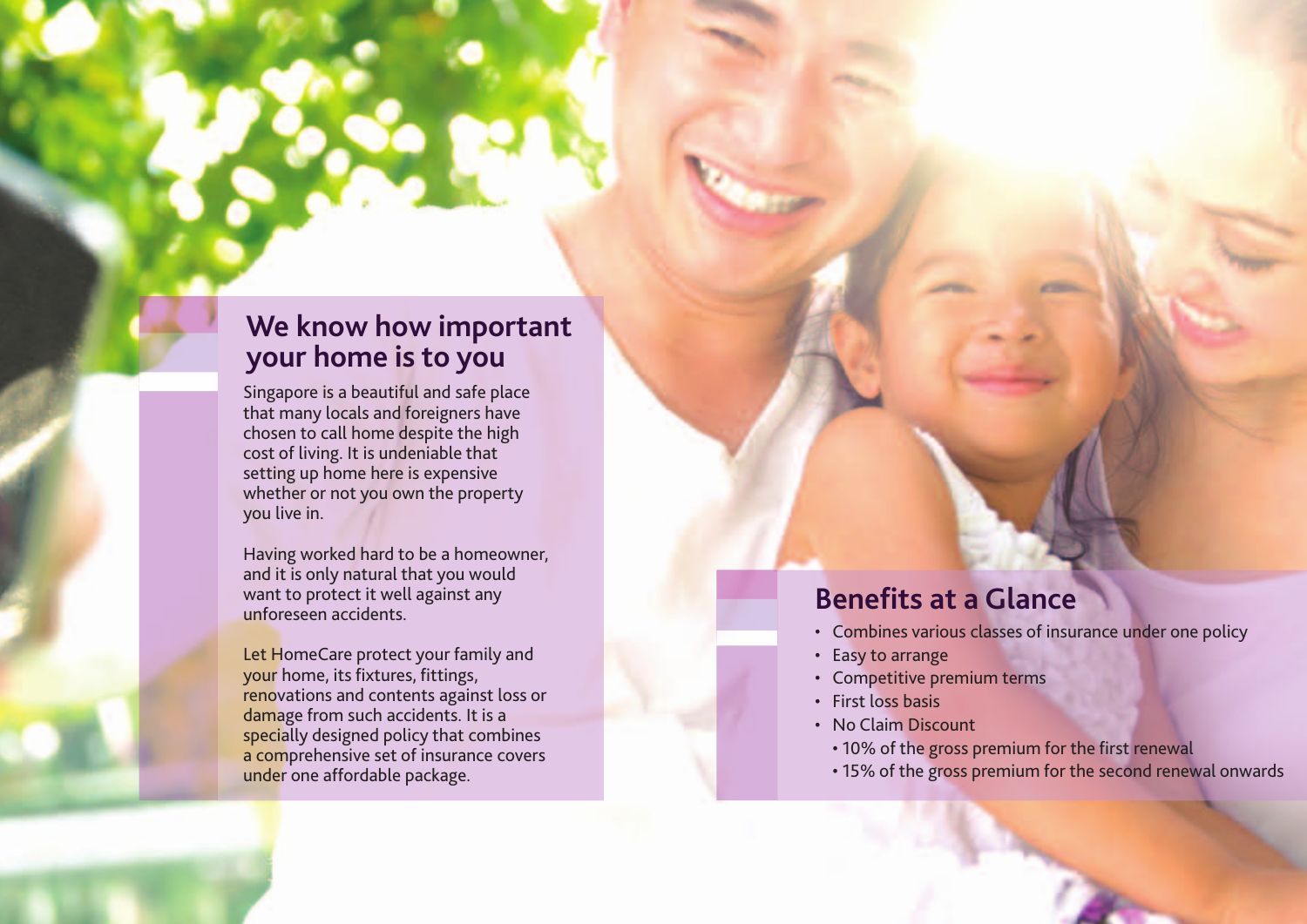## We know how important your home is to you

Singapore is a beautiful and safe place that many locals and foreigners have chosen to call home despite the high cost of living. It is undeniable that setting up home here is expensive whether or not you own the property you live in.

Having worked hard to be a homeowner, and it is only natural that you would want to protect it well against any unforeseen accidents.

Let HomeCare protect your family and your home, its fixtures, fittings, renovations and contents against loss or damage from such accidents. It is a specially designed policy that combines a comprehensive set of insurance covers under one affordable package.

## Benefits at a Glance

- Combines various classes of insurance under one policy
- Easy to arrange
- Competitive premium terms
- First loss basis
- No Claim Discount
  - 10% of the gross premium for the first renewal
  - 15% of the gross premium for the second renewal onwards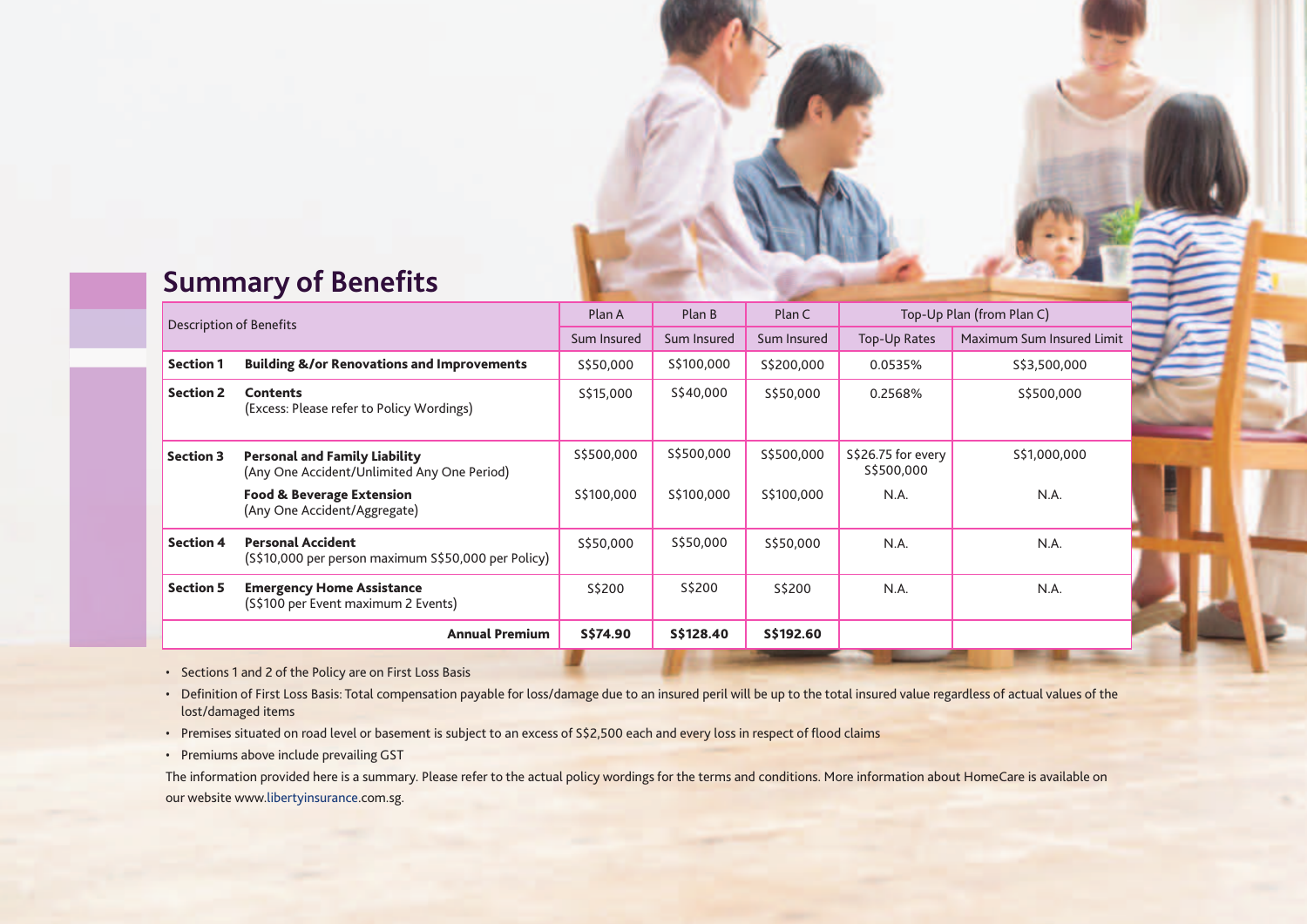## Summary of Benefits

| Description of Benefits | | Plan A | Plan B | Plan C | Top-Up Plan (from Plan C) | |
|---|---|---|---|---|---|---|
| | | Sum Insured | Sum Insured | Sum Insured | Top-Up Rates | Maximum Sum Insured Limit |
| **Section 1** | **Building &/or Renovations and Improvements** | S$50,000 | S$100,000 | S$200,000 | 0.0535% | S$3,500,000 |
| **Section 2** | **Contents** (Excess: Please refer to Policy Wordings) | S$15,000 | S$40,000 | S$50,000 | 0.2568% | S$500,000 |
| **Section 3** | **Personal and Family Liability** (Any One Accident/Unlimited Any One Period) | S$500,000 | S$500,000 | S$500,000 | S$26.75 for every S$500,000 | S$1,000,000 |
| | **Food & Beverage Extension** (Any One Accident/Aggregate) | S$100,000 | S$100,000 | S$100,000 | N.A. | N.A. |
| **Section 4** | **Personal Accident** (S$10,000 per person maximum S$50,000 per Policy) | S$50,000 | S$50,000 | S$50,000 | N.A. | N.A. |
| **Section 5** | **Emergency Home Assistance** (S$100 per Event maximum 2 Events) | S$200 | S$200 | S$200 | N.A. | N.A. |
| | **Annual Premium** | **S$74.90** | **S$128.40** | **S$192.60** | | |

- Sections 1 and 2 of the Policy are on First Loss Basis
- Definition of First Loss Basis: Total compensation payable for loss/damage due to an insured peril will be up to the total insured value regardless of actual values of the lost/damaged items
- Premises situated on road level or basement is subject to an excess of S$2,500 each and every loss in respect of flood claims
- Premiums above include prevailing GST

The information provided here is a summary. Please refer to the actual policy wordings for the terms and conditions. More information about HomeCare is available on our website www.libertyinsurance.com.sg.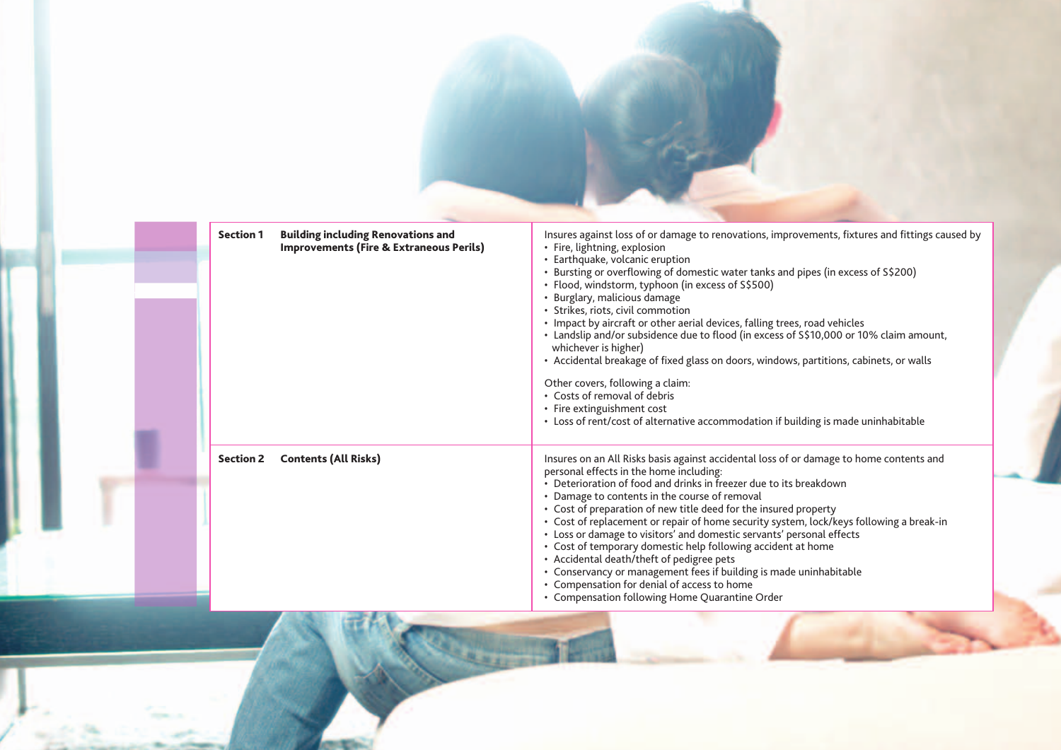| Section | Cover | Description |
| --- | --- | --- |
| **Section 1** | **Building including Renovations and Improvements (Fire & Extraneous Perils)** | Insures against loss of or damage to renovations, improvements, fixtures and fittings caused by<br>• Fire, lightning, explosion<br>• Earthquake, volcanic eruption<br>• Bursting or overflowing of domestic water tanks and pipes (in excess of S$200)<br>• Flood, windstorm, typhoon (in excess of S$500)<br>• Burglary, malicious damage<br>• Strikes, riots, civil commotion<br>• Impact by aircraft or other aerial devices, falling trees, road vehicles<br>• Landslip and/or subsidence due to flood (in excess of S$10,000 or 10% claim amount, whichever is higher)<br>• Accidental breakage of fixed glass on doors, windows, partitions, cabinets, or walls<br><br>Other covers, following a claim:<br>• Costs of removal of debris<br>• Fire extinguishment cost<br>• Loss of rent/cost of alternative accommodation if building is made uninhabitable |
| **Section 2** | **Contents (All Risks)** | Insures on an All Risks basis against accidental loss of or damage to home contents and personal effects in the home including:<br>• Deterioration of food and drinks in freezer due to its breakdown<br>• Damage to contents in the course of removal<br>• Cost of preparation of new title deed for the insured property<br>• Cost of replacement or repair of home security system, lock/keys following a break-in<br>• Loss or damage to visitors' and domestic servants' personal effects<br>• Cost of temporary domestic help following accident at home<br>• Accidental death/theft of pedigree pets<br>• Conservancy or management fees if building is made uninhabitable<br>• Compensation for denial of access to home<br>• Compensation following Home Quarantine Order |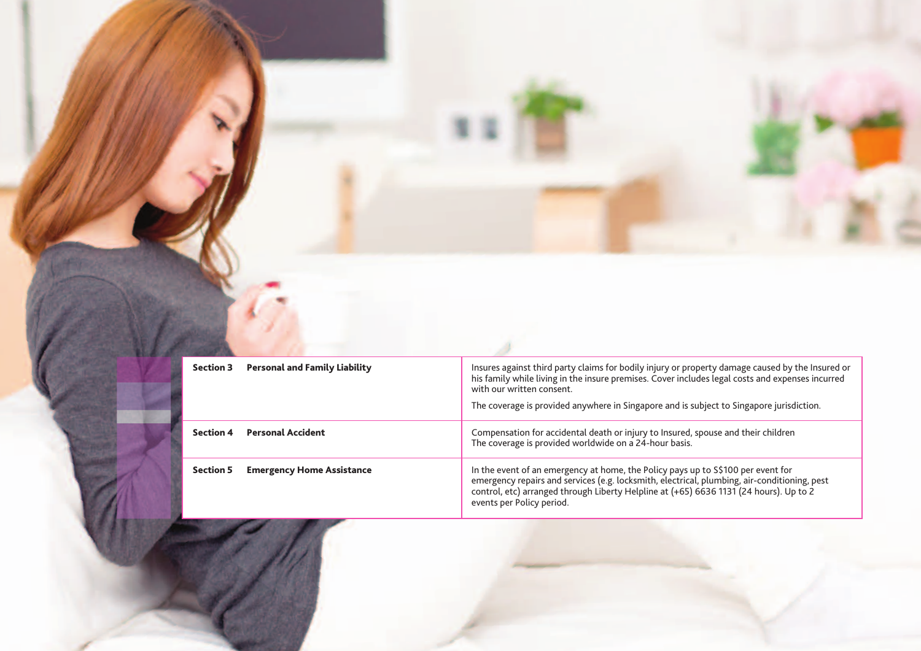| Section | Cover | Description |
|---|---|---|
| Section 3 | **Personal and Family Liability** | Insures against third party claims for bodily injury or property damage caused by the Insured or his family while living in the insure premises. Cover includes legal costs and expenses incurred with our written consent.<br><br>The coverage is provided anywhere in Singapore and is subject to Singapore jurisdiction. |
| Section 4 | **Personal Accident** | Compensation for accidental death or injury to Insured, spouse and their children<br>The coverage is provided worldwide on a 24-hour basis. |
| Section 5 | **Emergency Home Assistance** | In the event of an emergency at home, the Policy pays up to S$100 per event for emergency repairs and services (e.g. locksmith, electrical, plumbing, air-conditioning, pest control, etc) arranged through Liberty Helpline at (+65) 6636 1131 (24 hours). Up to 2 events per Policy period. |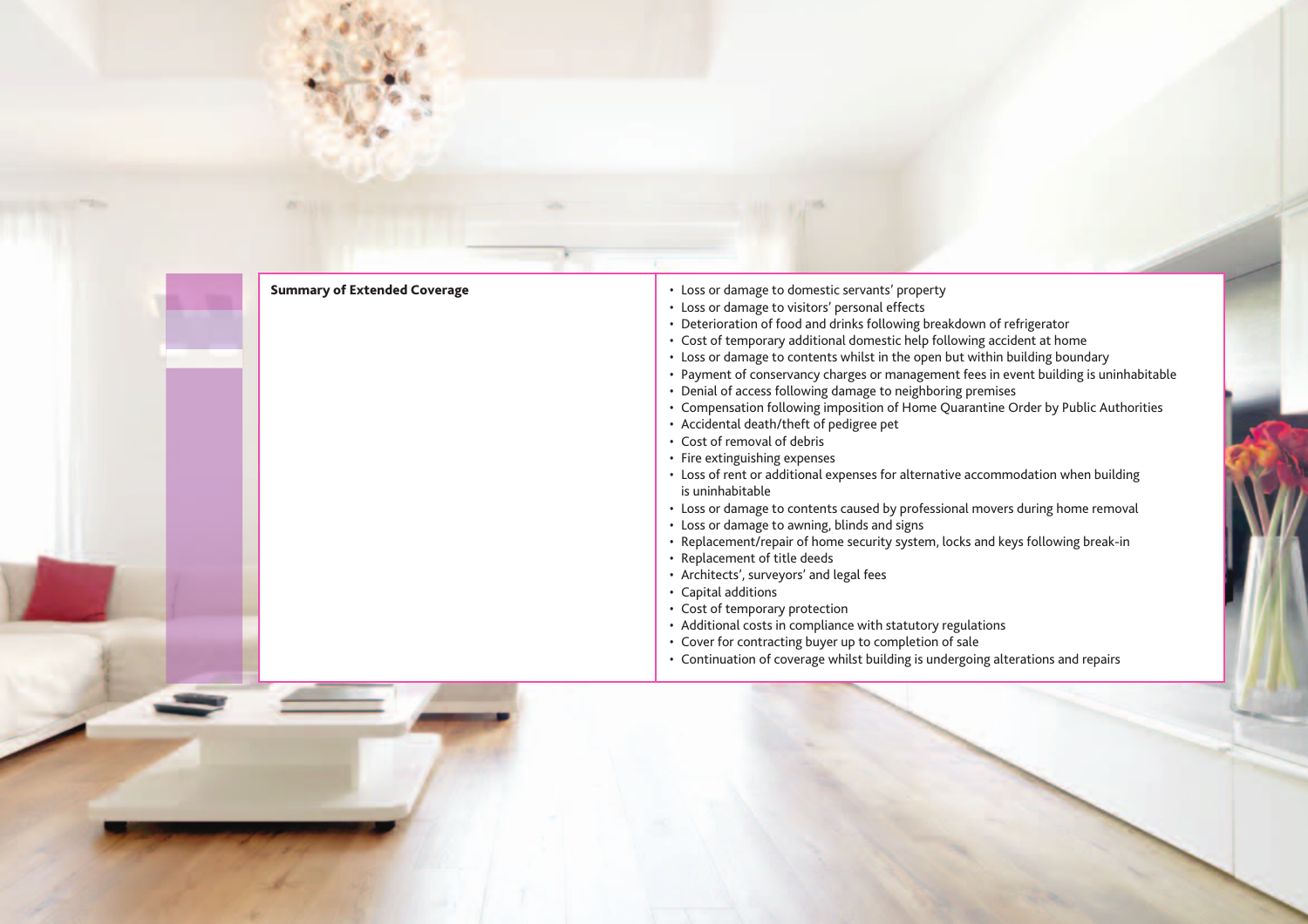| | |
|---|---|
| **Summary of Extended Coverage** | • Loss or damage to domestic servants' property<br>• Loss or damage to visitors' personal effects<br>• Deterioration of food and drinks following breakdown of refrigerator<br>• Cost of temporary additional domestic help following accident at home<br>• Loss or damage to contents whilst in the open but within building boundary<br>• Payment of conservancy charges or management fees in event building is uninhabitable<br>• Denial of access following damage to neighboring premises<br>• Compensation following imposition of Home Quarantine Order by Public Authorities<br>• Accidental death/theft of pedigree pet<br>• Cost of removal of debris<br>• Fire extinguishing expenses<br>• Loss of rent or additional expenses for alternative accommodation when building is uninhabitable<br>• Loss or damage to contents caused by professional movers during home removal<br>• Loss or damage to awning, blinds and signs<br>• Replacement/repair of home security system, locks and keys following break-in<br>• Replacement of title deeds<br>• Architects', surveyors' and legal fees<br>• Capital additions<br>• Cost of temporary protection<br>• Additional costs in compliance with statutory regulations<br>• Cover for contracting buyer up to completion of sale<br>• Continuation of coverage whilst building is undergoing alterations and repairs |